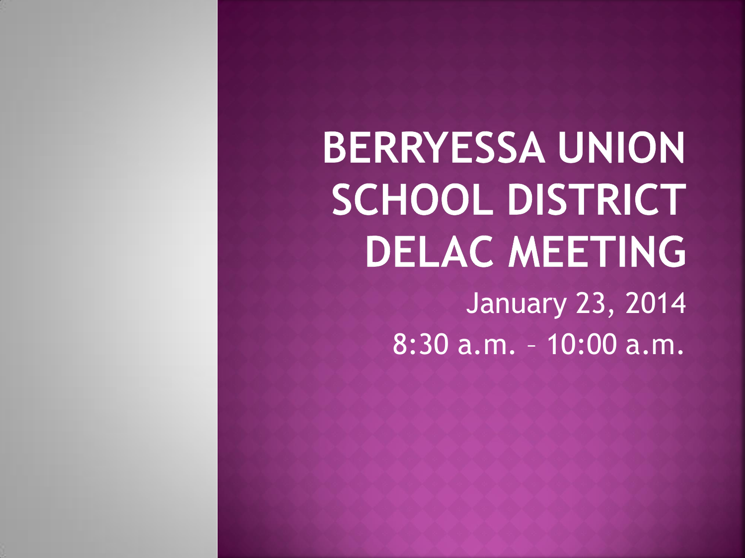# BERRYESSA UNION SCHOOL DISTRICT DELAC MEETING

January 23, 2014

8:30 a.m. – 10:00 a.m.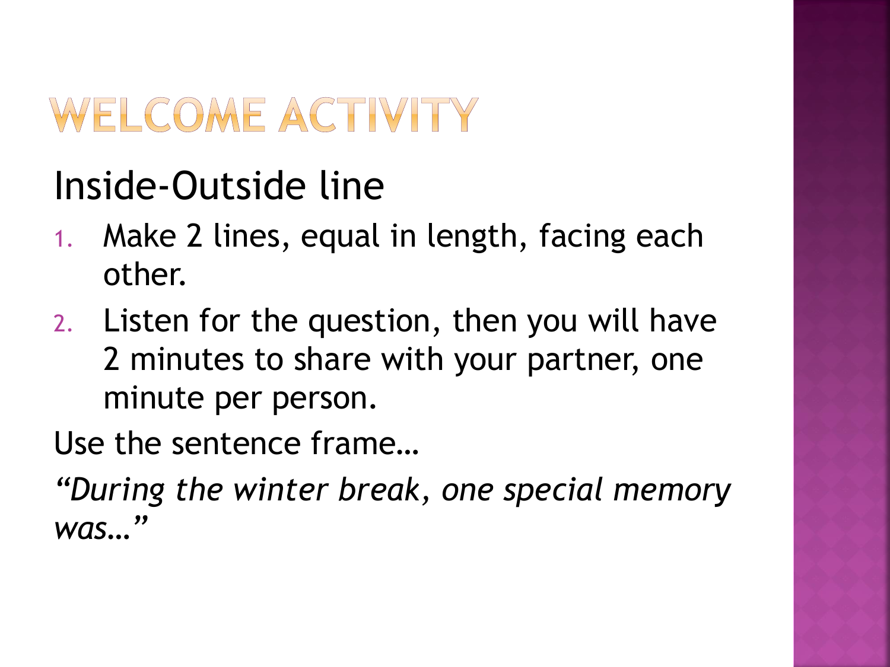# WELCOME ACTIVITY

## Inside-Outside line

1. Make 2 lines, equal in length, facing each other.
2. Listen for the question, then you will have 2 minutes to share with your partner, one minute per person.

Use the sentence frame…

*"During the winter break, one special memory was…"*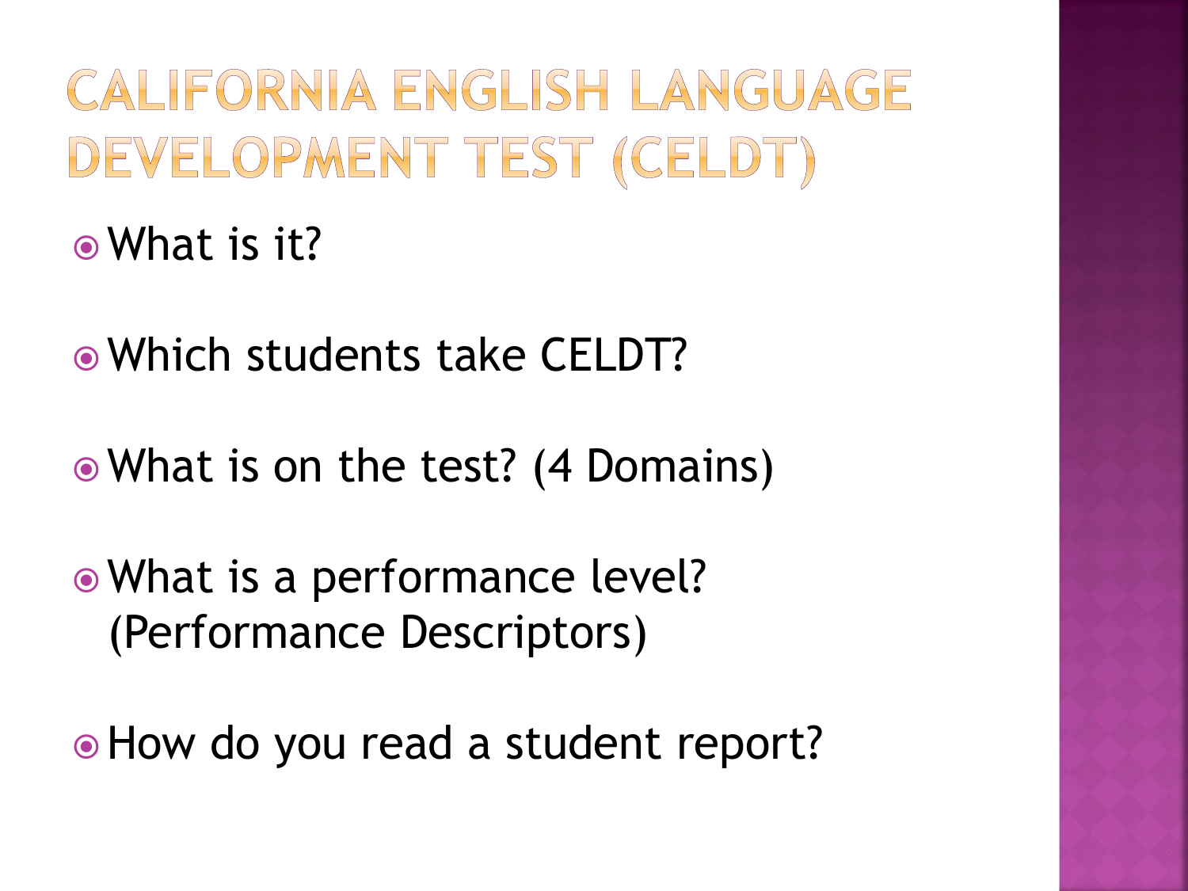# CALIFORNIA ENGLISH LANGUAGE DEVELOPMENT TEST (CELDT)

- What is it?
- Which students take CELDT?
- What is on the test? (4 Domains)
- What is a performance level? (Performance Descriptors)
- How do you read a student report?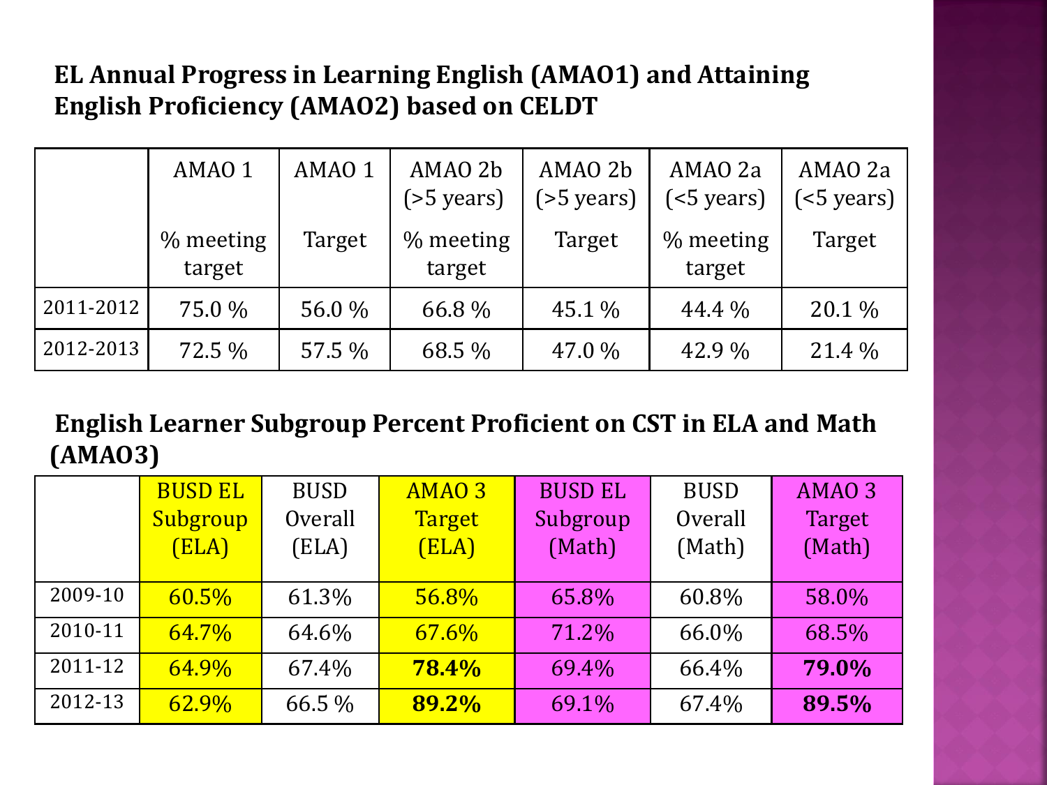**EL Annual Progress in Learning English (AMAO1) and Attaining English Proficiency (AMAO2) based on CELDT**

| | AMAO 1 % meeting target | AMAO 1 Target | AMAO 2b (>5 years) % meeting target | AMAO 2b (>5 years) Target | AMAO 2a (<5 years) % meeting target | AMAO 2a (<5 years) Target |
|---|---|---|---|---|---|---|
| 2011-2012 | 75.0 % | 56.0 % | 66.8 % | 45.1 % | 44.4 % | 20.1 % |
| 2012-2013 | 72.5 % | 57.5 % | 68.5 % | 47.0 % | 42.9 % | 21.4 % |

**English Learner Subgroup Percent Proficient on CST in ELA and Math (AMAO3)**

| | BUSD EL Subgroup (ELA) | BUSD Overall (ELA) | AMAO 3 Target (ELA) | BUSD EL Subgroup (Math) | BUSD Overall (Math) | AMAO 3 Target (Math) |
|---|---|---|---|---|---|---|
| 2009-10 | 60.5% | 61.3% | 56.8% | 65.8% | 60.8% | 58.0% |
| 2010-11 | 64.7% | 64.6% | 67.6% | 71.2% | 66.0% | 68.5% |
| 2011-12 | 64.9% | 67.4% | **78.4%** | 69.4% | 66.4% | **79.0%** |
| 2012-13 | 62.9% | 66.5 % | **89.2%** | 69.1% | 67.4% | **89.5%** |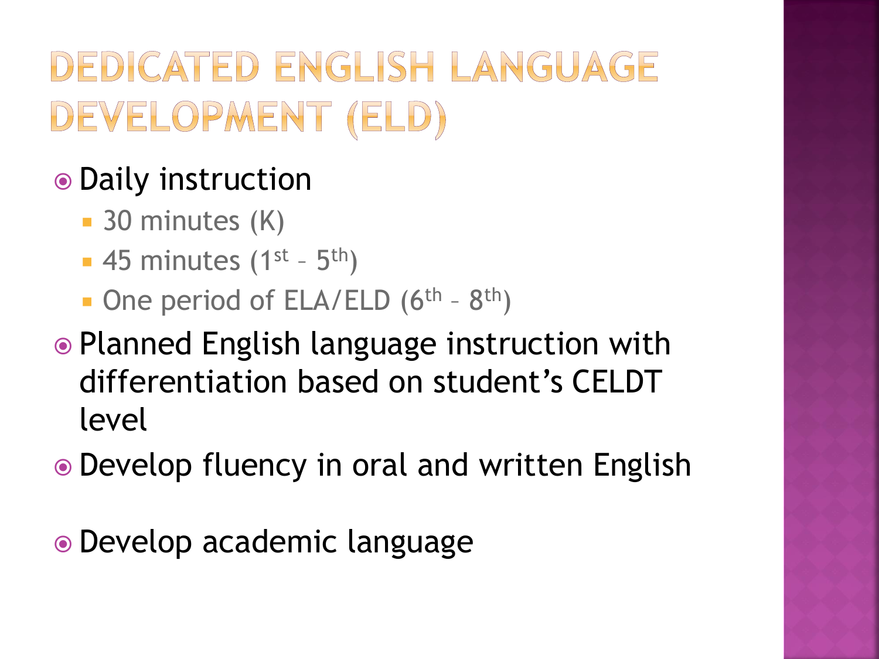# DEDICATED ENGLISH LANGUAGE DEVELOPMENT (ELD)

- Daily instruction
  - 30 minutes (K)
  - 45 minutes (1st – 5th)
  - One period of ELA/ELD (6th – 8th)
- Planned English language instruction with differentiation based on student's CELDT level
- Develop fluency in oral and written English
- Develop academic language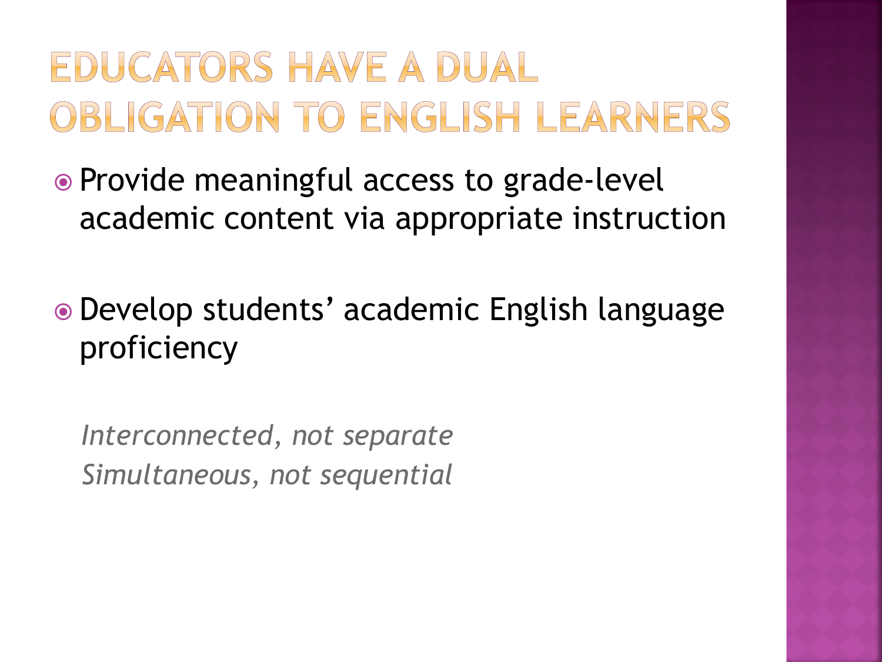# EDUCATORS HAVE A DUAL OBLIGATION TO ENGLISH LEARNERS

- Provide meaningful access to grade-level academic content via appropriate instruction
- Develop students' academic English language proficiency

*Interconnected, not separate*
*Simultaneous, not sequential*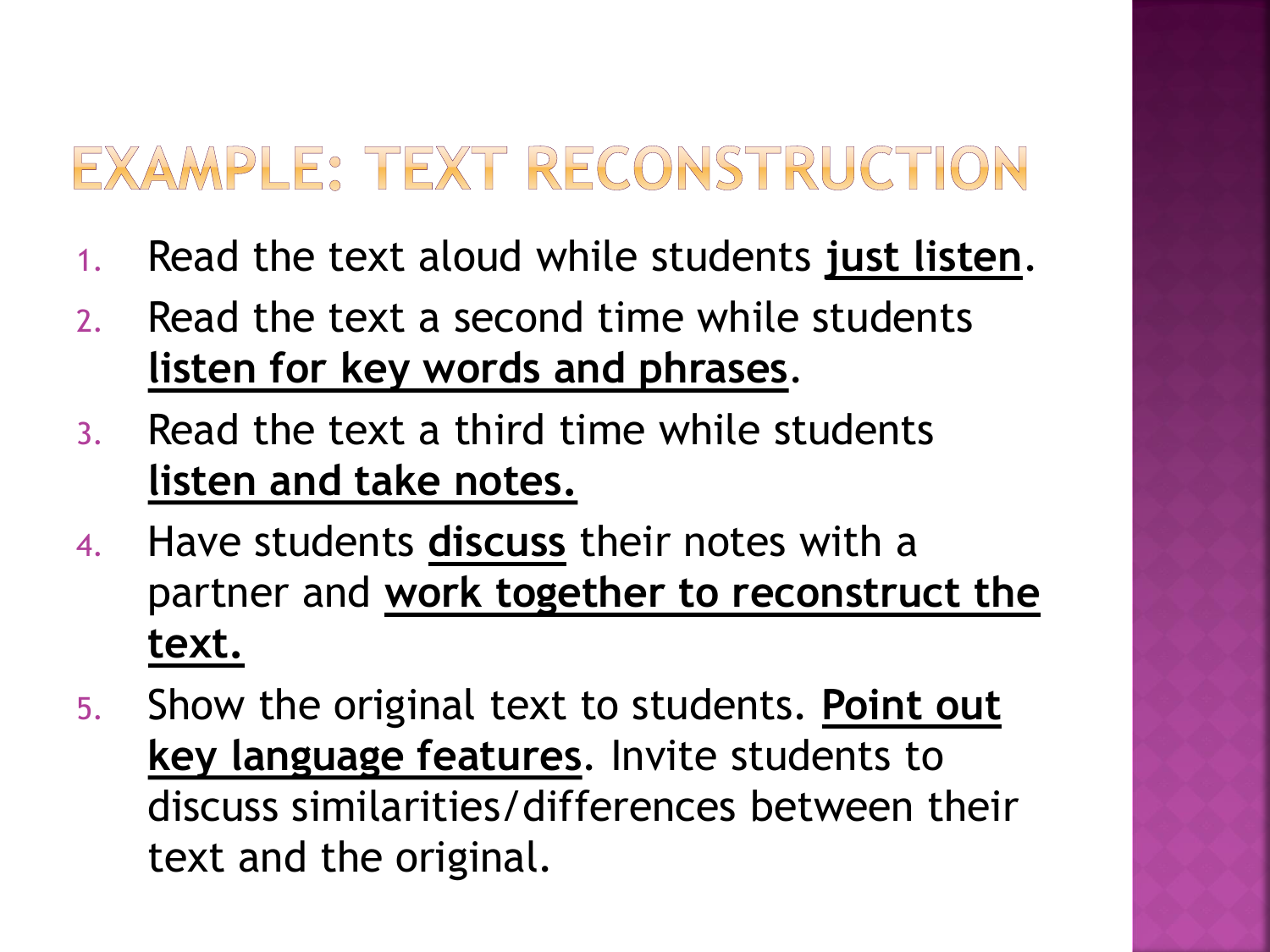# EXAMPLE: TEXT RECONSTRUCTION

1. Read the text aloud while students **just listen**.
2. Read the text a second time while students **listen for key words and phrases**.
3. Read the text a third time while students **listen and take notes.**
4. Have students **discuss** their notes with a partner and **work together to reconstruct the text.**
5. Show the original text to students. **Point out key language features**. Invite students to discuss similarities/differences between their text and the original.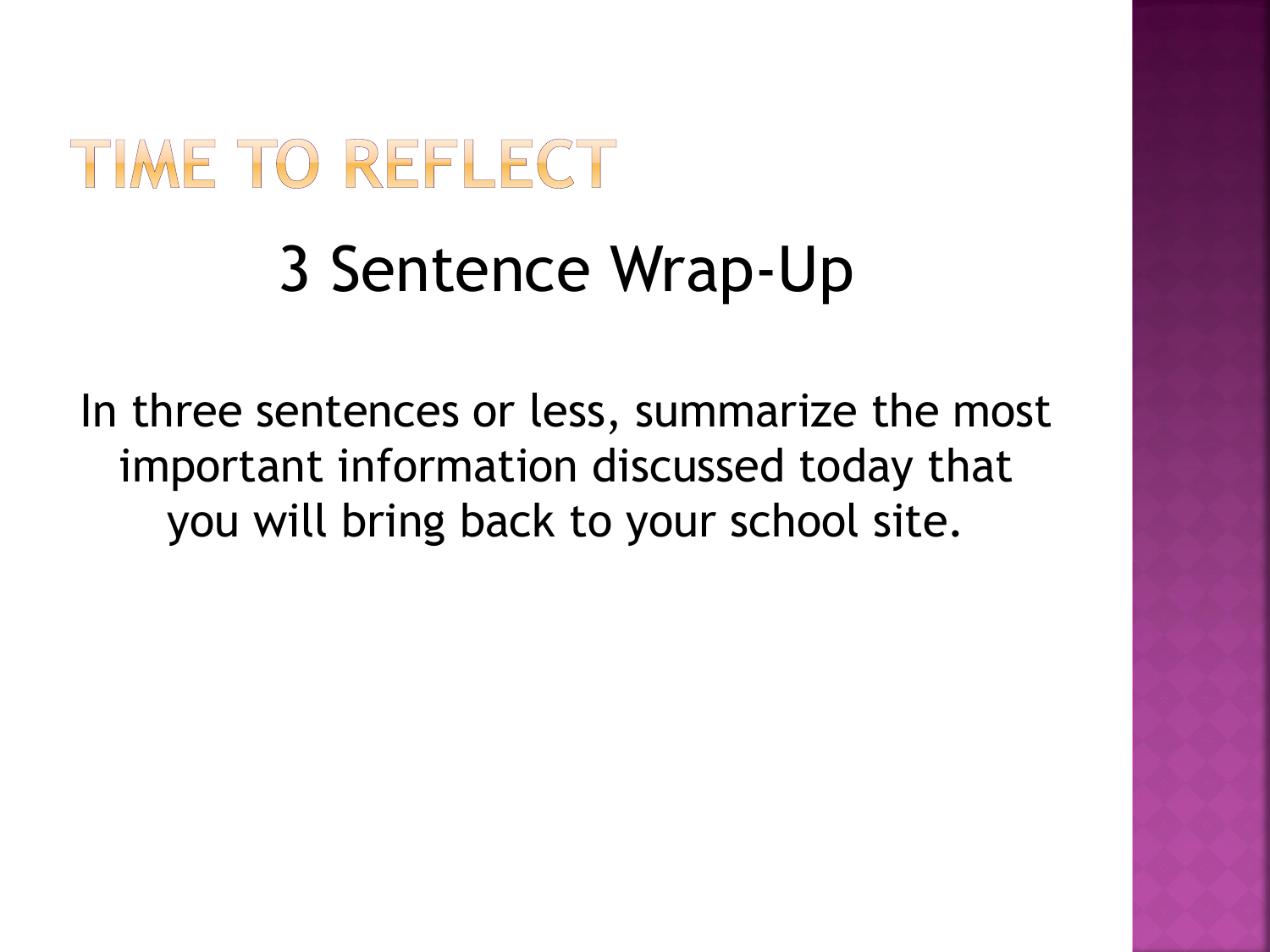# TIME TO REFLECT

## 3 Sentence Wrap-Up

In three sentences or less, summarize the most important information discussed today that you will bring back to your school site.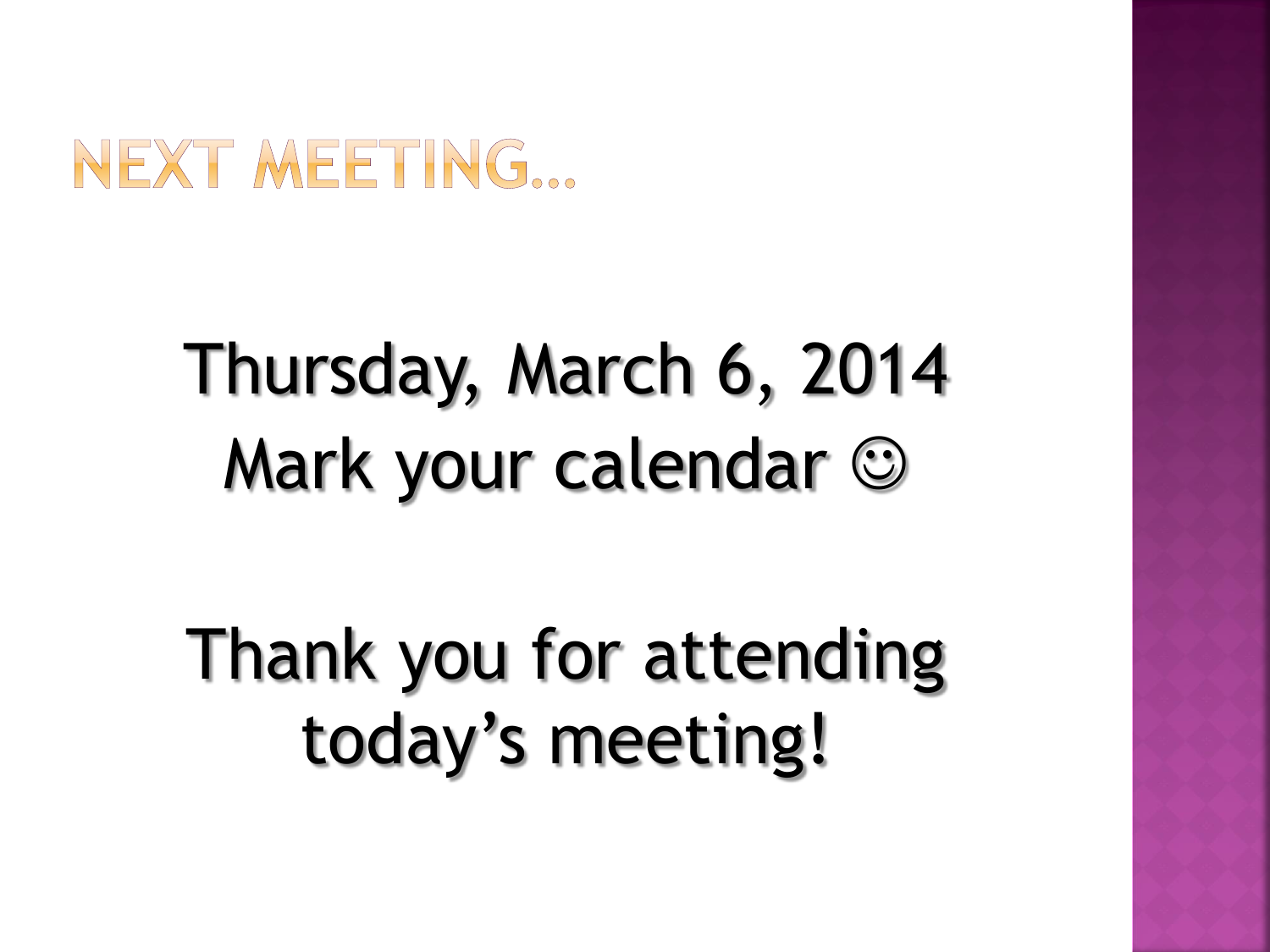# NEXT MEETING…

Thursday, March 6, 2014
Mark your calendar ☺

Thank you for attending today's meeting!